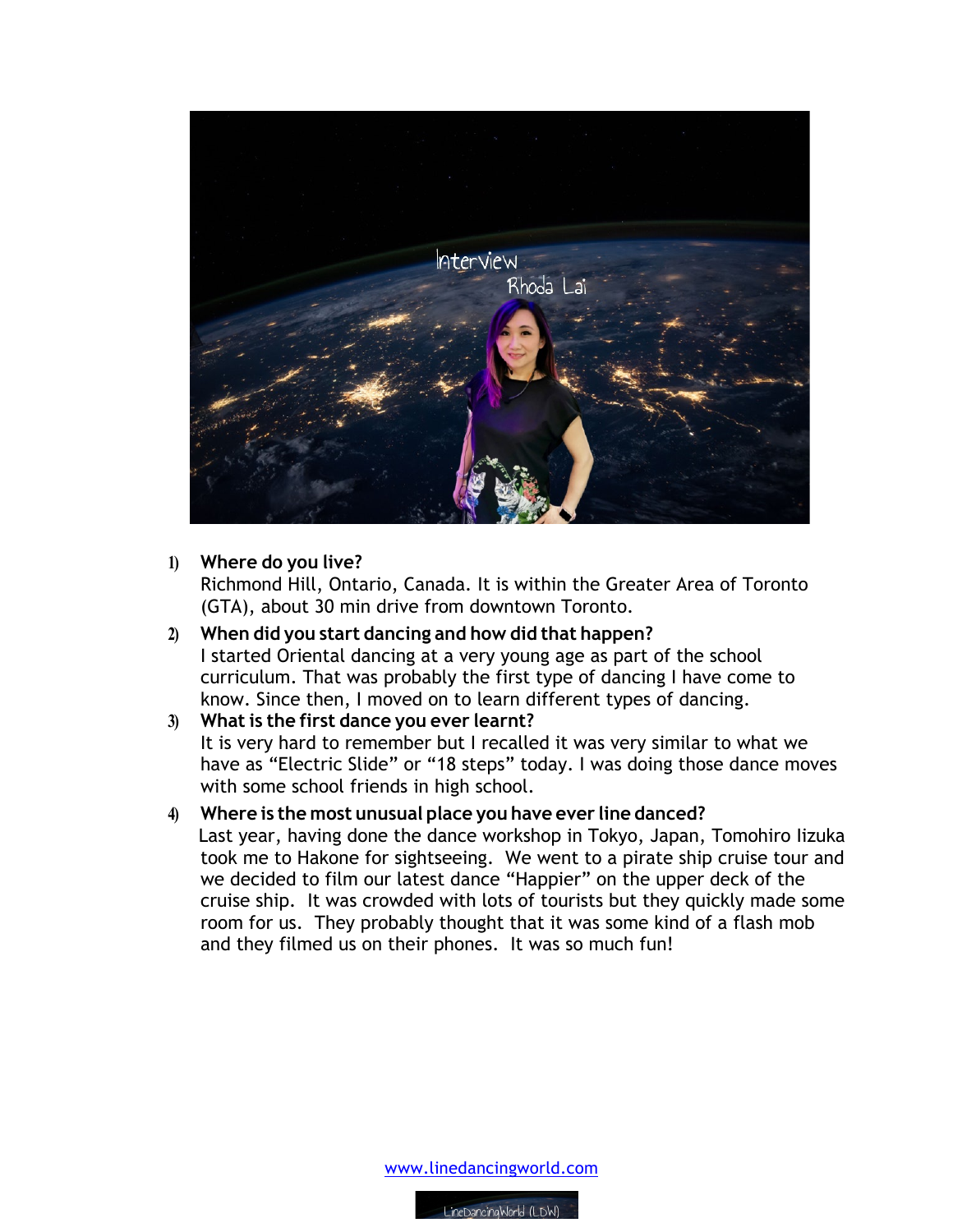Interview

Rhoda Lai

1) **Where do you live?**
   Richmond Hill, Ontario, Canada. It is within the Greater Area of Toronto (GTA), about 30 min drive from downtown Toronto.

2) **When did you start dancing and how did that happen?**
   I started Oriental dancing at a very young age as part of the school curriculum. That was probably the first type of dancing I have come to know. Since then, I moved on to learn different types of dancing.

3) **What is the first dance you ever learnt?**
   It is very hard to remember but I recalled it was very similar to what we have as "Electric Slide" or "18 steps" today. I was doing those dance moves with some school friends in high school.

4) **Where is the most unusual place you have ever line danced?**
   Last year, having done the dance workshop in Tokyo, Japan, Tomohiro Iizuka took me to Hakone for sightseeing. We went to a pirate ship cruise tour and we decided to film our latest dance "Happier" on the upper deck of the cruise ship. It was crowded with lots of tourists but they quickly made some room for us. They probably thought that it was some kind of a flash mob and they filmed us on their phones. It was so much fun!

www.linedancingworld.com

LineDancingWorld (LDW)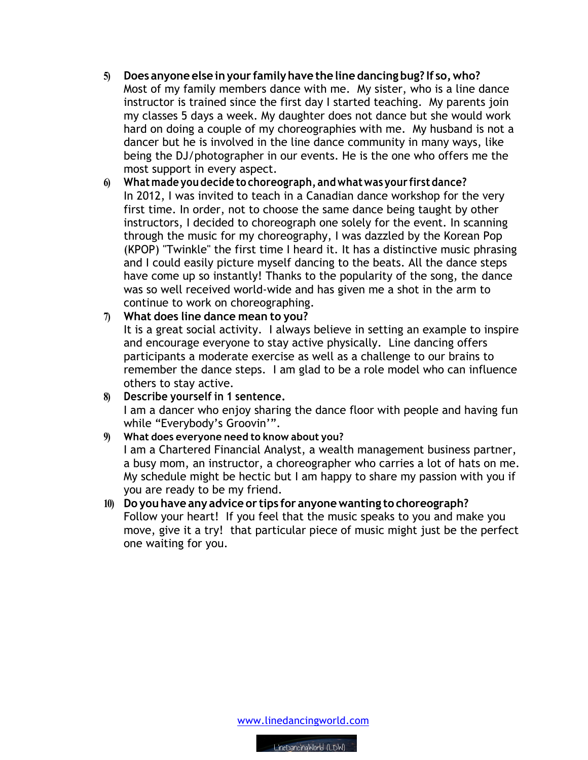5) **Does anyone else in your family have the line dancing bug? If so, who?**
Most of my family members dance with me. My sister, who is a line dance instructor is trained since the first day I started teaching. My parents join my classes 5 days a week. My daughter does not dance but she would work hard on doing a couple of my choreographies with me. My husband is not a dancer but he is involved in the line dance community in many ways, like being the DJ/photographer in our events. He is the one who offers me the most support in every aspect.

6) **What made you decide to choreograph, and what was your first dance?**
In 2012, I was invited to teach in a Canadian dance workshop for the very first time. In order, not to choose the same dance being taught by other instructors, I decided to choreograph one solely for the event. In scanning through the music for my choreography, I was dazzled by the Korean Pop (KPOP) "Twinkle" the first time I heard it. It has a distinctive music phrasing and I could easily picture myself dancing to the beats. All the dance steps have come up so instantly! Thanks to the popularity of the song, the dance was so well received world-wide and has given me a shot in the arm to continue to work on choreographing.

7) **What does line dance mean to you?**
It is a great social activity. I always believe in setting an example to inspire and encourage everyone to stay active physically. Line dancing offers participants a moderate exercise as well as a challenge to our brains to remember the dance steps. I am glad to be a role model who can influence others to stay active.

8) **Describe yourself in 1 sentence.**
I am a dancer who enjoy sharing the dance floor with people and having fun while "Everybody's Groovin'".

9) **What does everyone need to know about you?**
I am a Chartered Financial Analyst, a wealth management business partner, a busy mom, an instructor, a choreographer who carries a lot of hats on me. My schedule might be hectic but I am happy to share my passion with you if you are ready to be my friend.

10) **Do you have any advice or tips for anyone wanting to choreograph?**
Follow your heart! If you feel that the music speaks to you and make you move, give it a try! that particular piece of music might just be the perfect one waiting for you.

www.linedancingworld.com

LineDancingWorld (LDW)